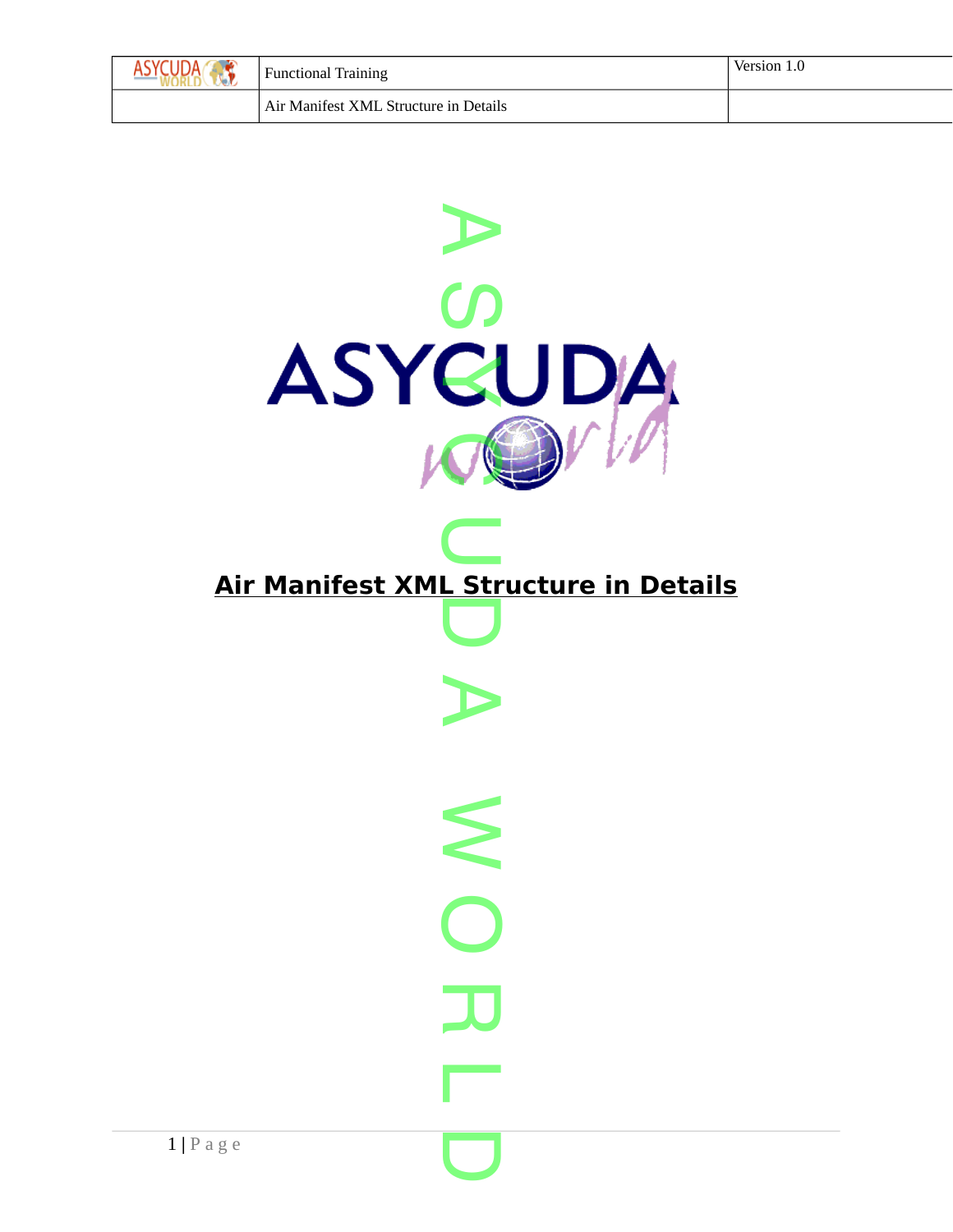# Air Manifest XML Structure in Details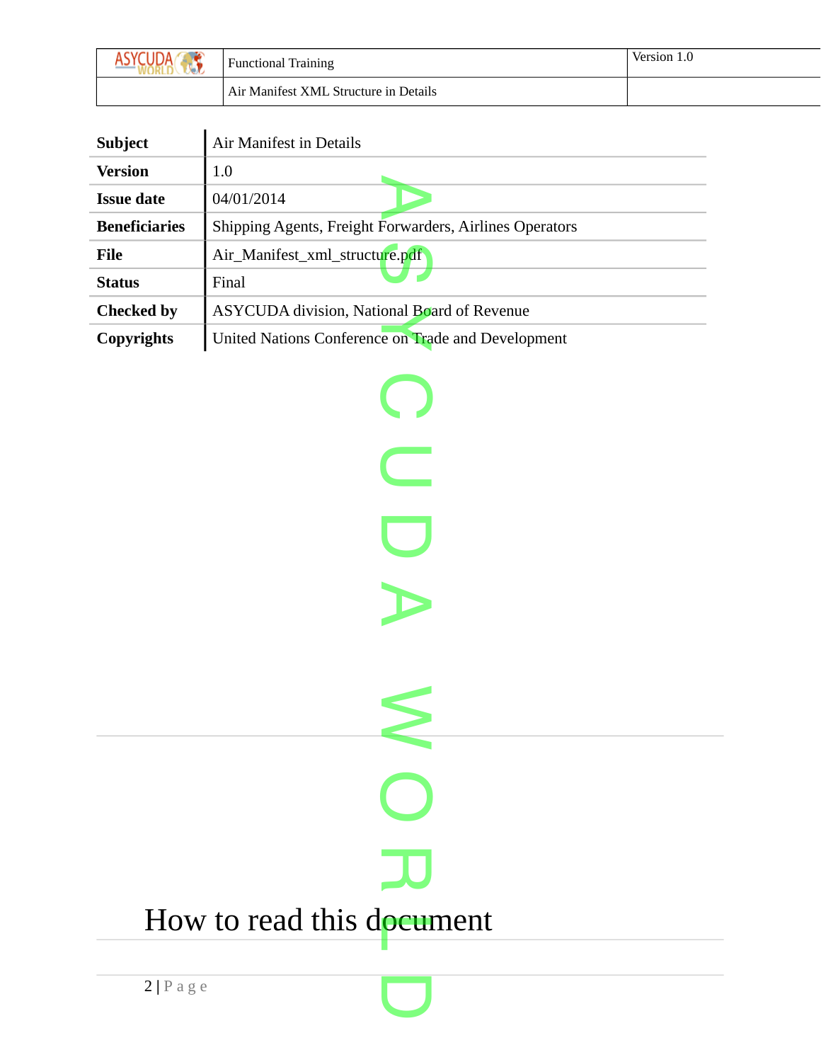| Subject | Air Manifest in Details |
|---|---|
| Version | 1.0 |
| Issue date | 04/01/2014 |
| Beneficiaries | Shipping Agents, Freight Forwarders, Airlines Operators |
| File | Air_Manifest_xml_structure.pdf |
| Status | Final |
| Checked by | ASYCUDA division, National Board of Revenue |
| Copyrights | United Nations Conference on Trade and Development |

# How to read this document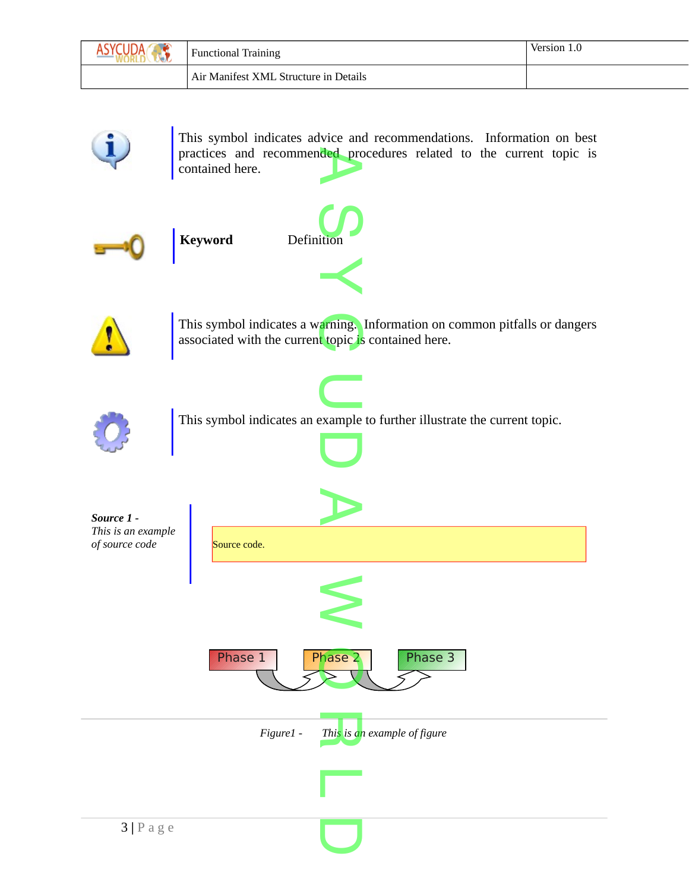This symbol indicates advice and recommendations. Information on best practices and recommended procedures related to the current topic is contained here.

**Keyword** Definition

This symbol indicates a warning. Information on common pitfalls or dangers associated with the current topic is contained here.

This symbol indicates an example to further illustrate the current topic.

***Source 1 -*** *This is an example of source code*

```
Source code.
```

Phase 1 → Phase 2 → Phase 3

*Figure1 - This is an example of figure*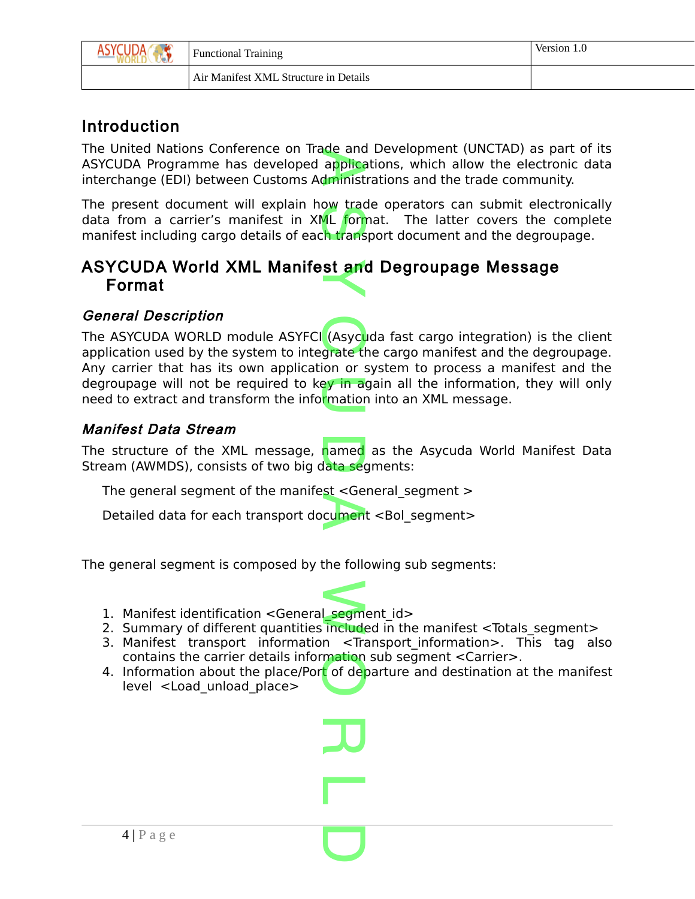## Introduction

The United Nations Conference on Trade and Development (UNCTAD) as part of its ASYCUDA Programme has developed applications, which allow the electronic data interchange (EDI) between Customs Administrations and the trade community.

The present document will explain how trade operators can submit electronically data from a carrier's manifest in XML format. The latter covers the complete manifest including cargo details of each transport document and the degroupage.

## ASYCUDA World XML Manifest and Degroupage Message Format

### *General Description*

The ASYCUDA WORLD module ASYFCI (Asycuda fast cargo integration) is the client application used by the system to integrate the cargo manifest and the degroupage. Any carrier that has its own application or system to process a manifest and the degroupage will not be required to key in again all the information, they will only need to extract and transform the information into an XML message.

### *Manifest Data Stream*

The structure of the XML message, named as the Asycuda World Manifest Data Stream (AWMDS), consists of two big data segments:

The general segment of the manifest <General_segment >

Detailed data for each transport document <Bol_segment>

The general segment is composed by the following sub segments:

1. Manifest identification <General_segment_id>
2. Summary of different quantities included in the manifest <Totals_segment>
3. Manifest transport information <Transport_information>. This tag also contains the carrier details information sub segment <Carrier>.
4. Information about the place/Port of departure and destination at the manifest level <Load_unload_place>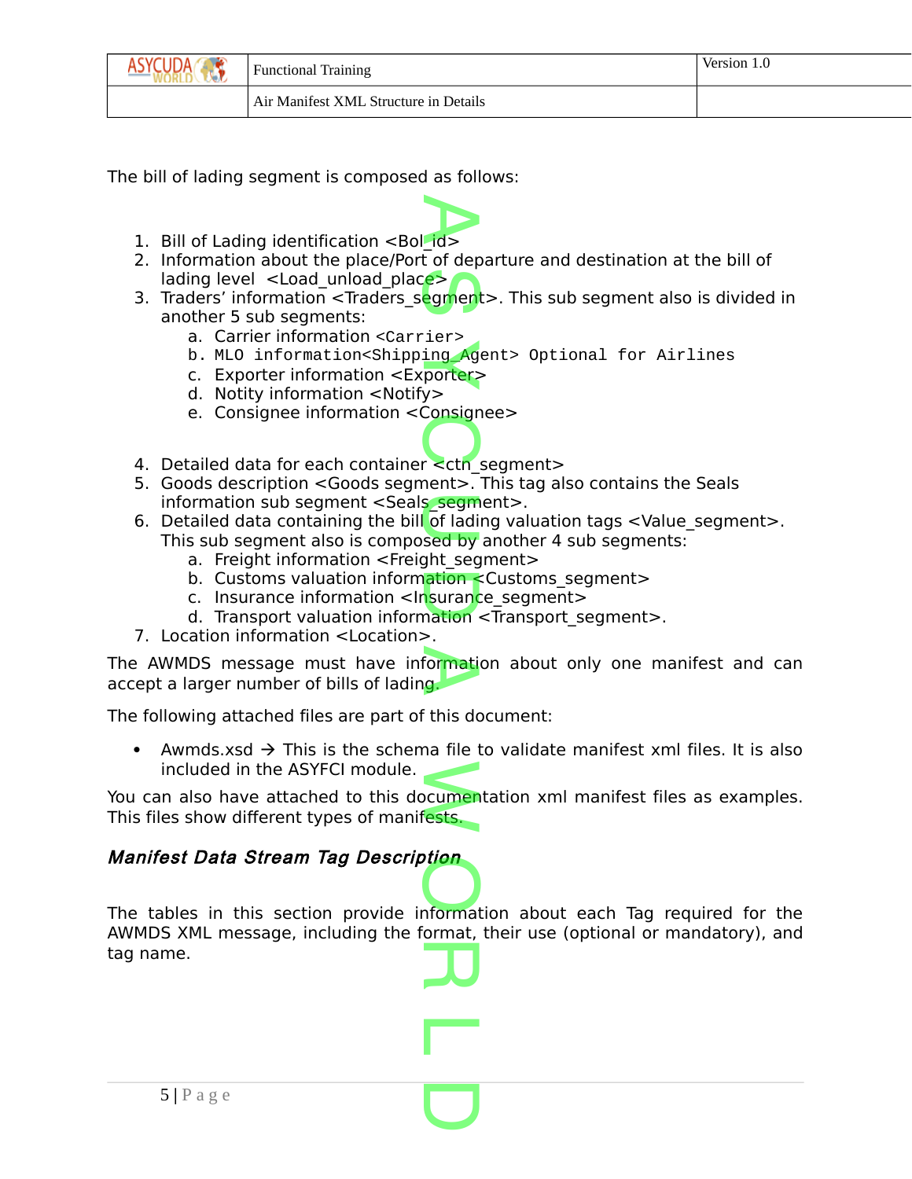The bill of lading segment is composed as follows:

1. Bill of Lading identification <Bol_id>
2. Information about the place/Port of departure and destination at the bill of lading level <Load_unload_place>
3. Traders' information <Traders_segment>. This sub segment also is divided in another 5 sub segments:
   a. Carrier information <Carrier>
   b. MLO information<Shipping_Agent> Optional for Airlines
   c. Exporter information <Exporter>
   d. Notity information <Notify>
   e. Consignee information <Consignee>

4. Detailed data for each container <ctn_segment>
5. Goods description <Goods segment>. This tag also contains the Seals information sub segment <Seals_segment>.
6. Detailed data containing the bill of lading valuation tags <Value_segment>. This sub segment also is composed by another 4 sub segments:
   a. Freight information <Freight_segment>
   b. Customs valuation information <Customs_segment>
   c. Insurance information <Insurance_segment>
   d. Transport valuation information <Transport_segment>.
7. Location information <Location>.

The AWMDS message must have information about only one manifest and can accept a larger number of bills of lading.

The following attached files are part of this document:

- Awmds.xsd → This is the schema file to validate manifest xml files. It is also included in the ASYFCI module.

You can also have attached to this documentation xml manifest files as examples. This files show different types of manifests.

### *Manifest Data Stream Tag Description*

The tables in this section provide information about each Tag required for the AWMDS XML message, including the format, their use (optional or mandatory), and tag name.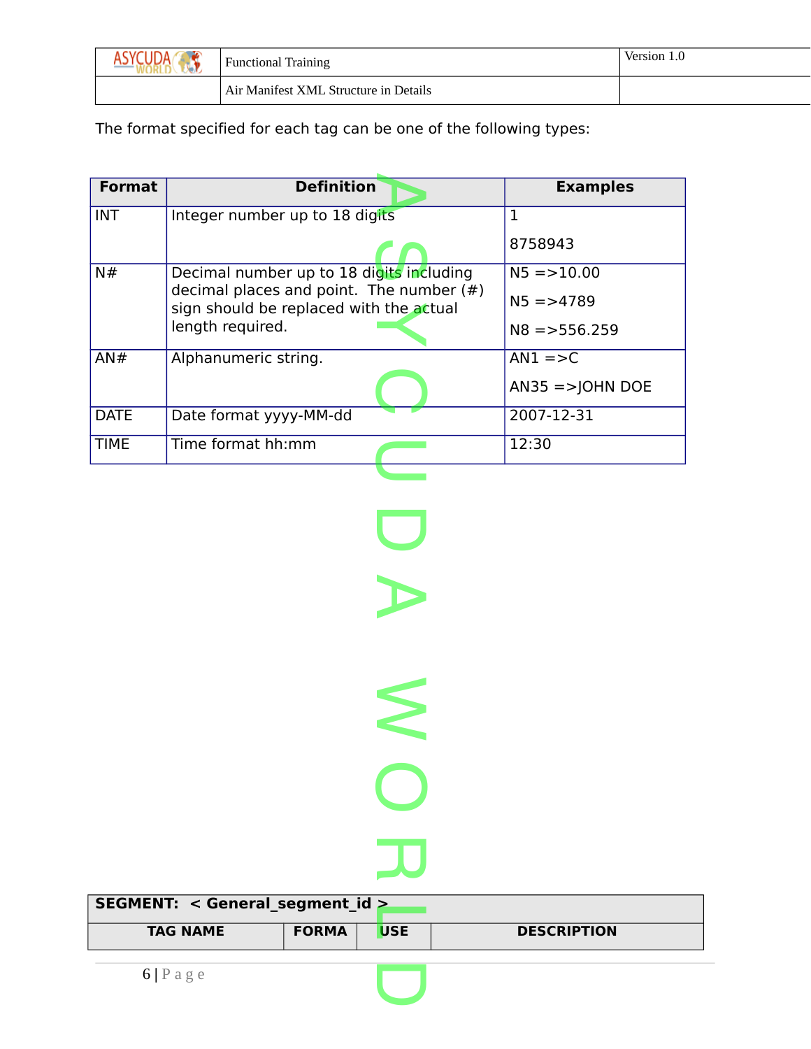The format specified for each tag can be one of the following types:

| Format | Definition | Examples |
|---|---|---|
| INT | Integer number up to 18 digits | 1<br>8758943 |
| N# | Decimal number up to 18 digits including decimal places and point. The number (#) sign should be replaced with the actual length required. | N5 =>10.00<br>N5 =>4789<br>N8 =>556.259 |
| AN# | Alphanumeric string. | AN1 =>C<br>AN35 =>JOHN DOE |
| DATE | Date format yyyy-MM-dd | 2007-12-31 |
| TIME | Time format hh:mm | 12:30 |

| **SEGMENT: < General_segment_id >** | | | |
|---|---|---|---|
| **TAG NAME** | **FORMA** | **USE** | **DESCRIPTION** |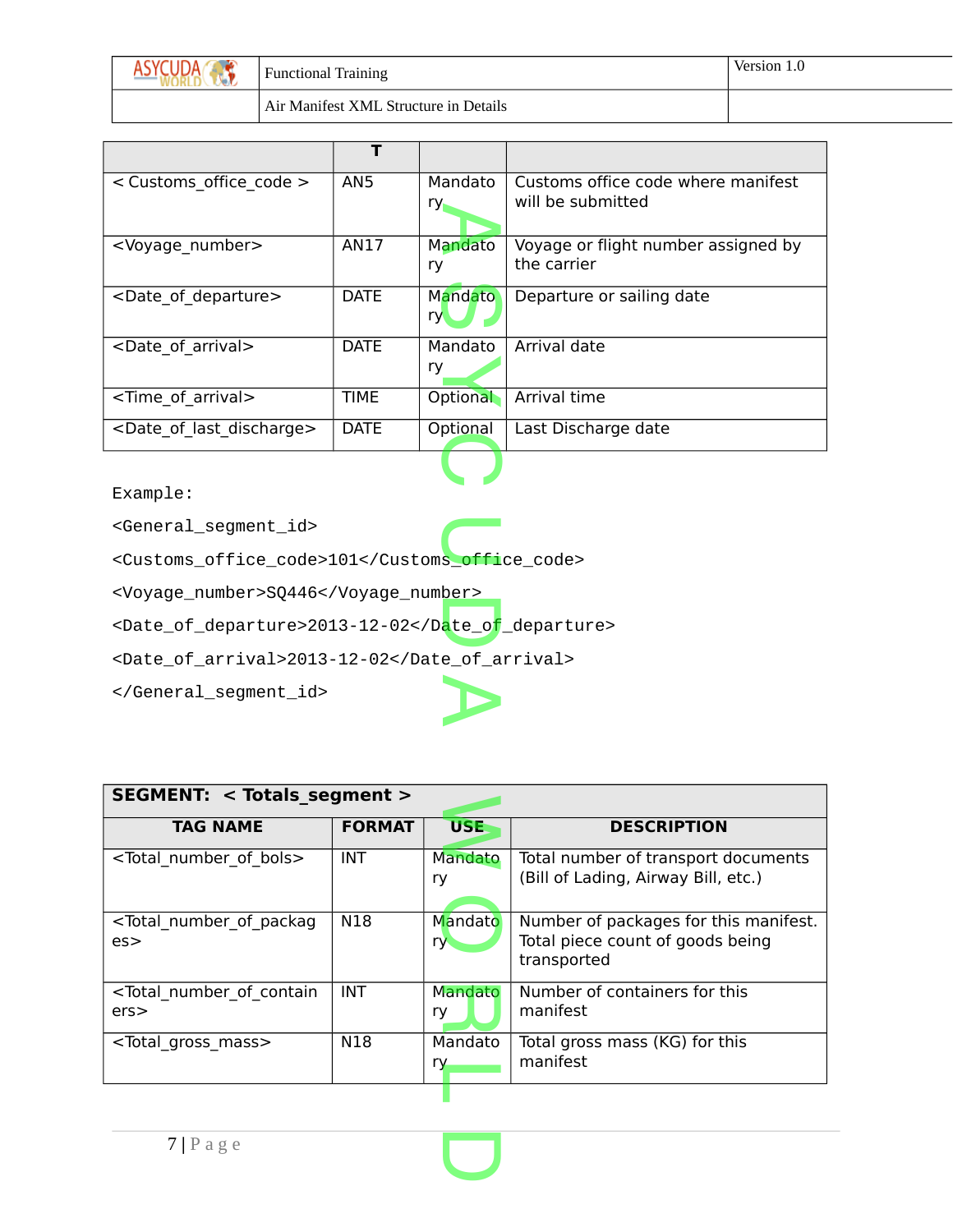| | T | | |
|---|---|---|---|
| < Customs_office_code > | AN5 | Mandatory | Customs office code where manifest will be submitted |
| <Voyage_number> | AN17 | Mandatory | Voyage or flight number assigned by the carrier |
| <Date_of_departure> | DATE | Mandatory | Departure or sailing date |
| <Date_of_arrival> | DATE | Mandatory | Arrival date |
| <Time_of_arrival> | TIME | Optional | Arrival time |
| <Date_of_last_discharge> | DATE | Optional | Last Discharge date |

```
Example:
<General_segment_id>
<Customs_office_code>101</Customs_office_code>
<Voyage_number>SQ446</Voyage_number>
<Date_of_departure>2013-12-02</Date_of_departure>
<Date_of_arrival>2013-12-02</Date_of_arrival>
</General_segment_id>
```

| **SEGMENT: < Totals_segment >** | | | |
|---|---|---|---|
| **TAG NAME** | **FORMAT** | **USE** | **DESCRIPTION** |
| <Total_number_of_bols> | INT | Mandatory | Total number of transport documents (Bill of Lading, Airway Bill, etc.) |
| <Total_number_of_packages> | N18 | Mandatory | Number of packages for this manifest. Total piece count of goods being transported |
| <Total_number_of_containers> | INT | Mandatory | Number of containers for this manifest |
| <Total_gross_mass> | N18 | Mandatory | Total gross mass (KG) for this manifest |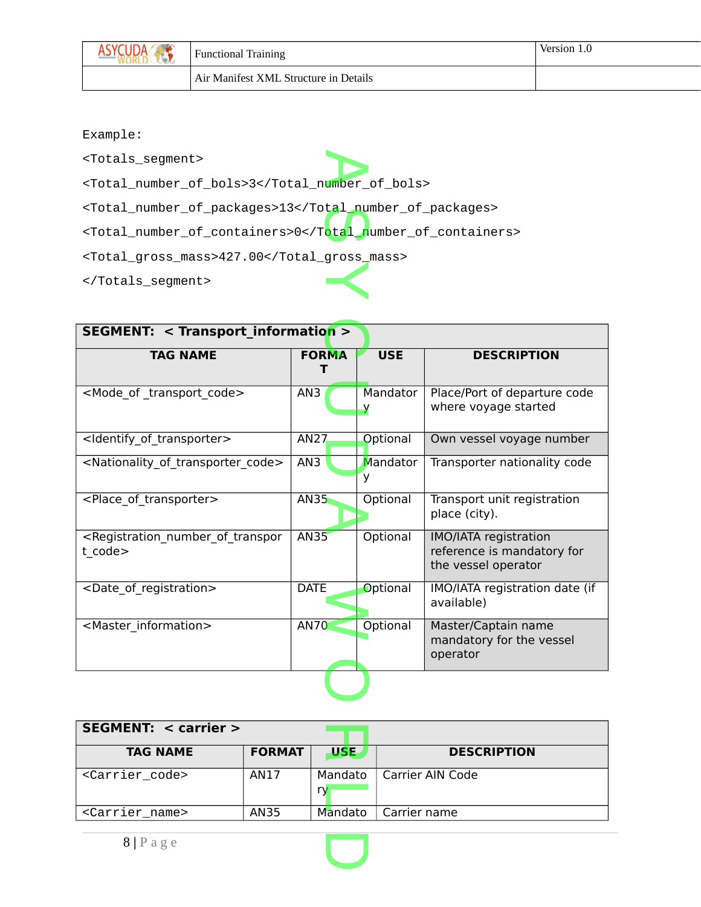Example:

```
<Totals_segment>
<Total_number_of_bols>3</Total_number_of_bols>
<Total_number_of_packages>13</Total_number_of_packages>
<Total_number_of_containers>0</Total_number_of_containers>
<Total_gross_mass>427.00</Total_gross_mass>
</Totals_segment>
```

| SEGMENT: < Transport_information > | | | |
|---|---|---|---|
| **TAG NAME** | **FORMAT** | **USE** | **DESCRIPTION** |
| <Mode_of _transport_code> | AN3 | Mandatory | Place/Port of departure code where voyage started |
| <Identify_of_transporter> | AN27 | Optional | Own vessel voyage number |
| <Nationality_of_transporter_code> | AN3 | Mandatory | Transporter nationality code |
| <Place_of_transporter> | AN35 | Optional | Transport unit registration place (city). |
| <Registration_number_of_transport_code> | AN35 | Optional | IMO/IATA registration reference is mandatory for the vessel operator |
| <Date_of_registration> | DATE | Optional | IMO/IATA registration date (if available) |
| <Master_information> | AN70 | Optional | Master/Captain name mandatory for the vessel operator |

| SEGMENT: < carrier > | | | |
|---|---|---|---|
| **TAG NAME** | **FORMAT** | **USE** | **DESCRIPTION** |
| <Carrier_code> | AN17 | Mandatory | Carrier AIN Code |
| <Carrier_name> | AN35 | Mandato | Carrier name |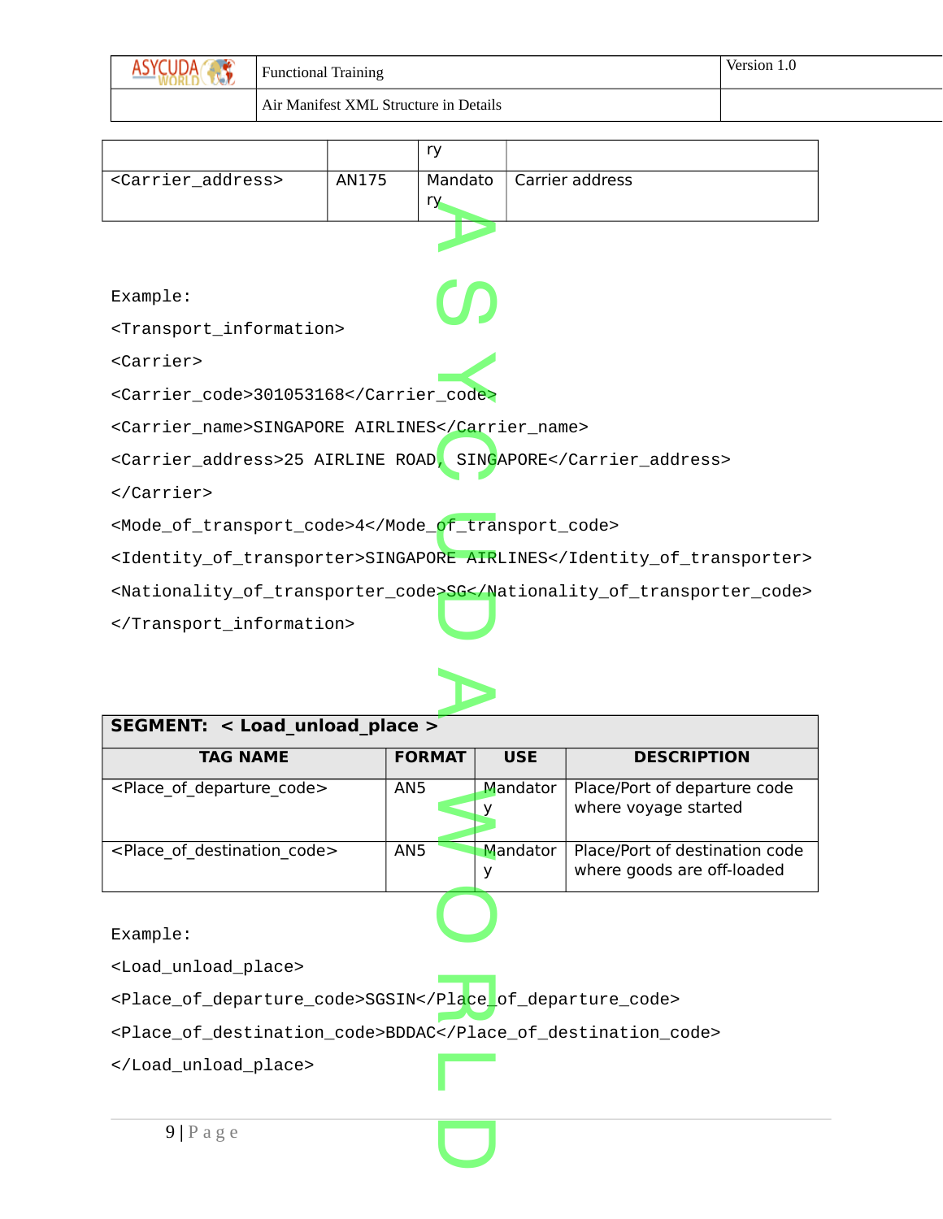|  |  | ry |  |
|---|---|---|---|
| <Carrier_address> | AN175 | Mandatory | Carrier address |

Example:

```
<Transport_information>
<Carrier>
<Carrier_code>301053168</Carrier_code>
<Carrier_name>SINGAPORE AIRLINES</Carrier_name>
<Carrier_address>25 AIRLINE ROAD, SINGAPORE</Carrier_address>
</Carrier>
<Mode_of_transport_code>4</Mode_of_transport_code>
<Identity_of_transporter>SINGAPORE AIRLINES</Identity_of_transporter>
<Nationality_of_transporter_code>SG</Nationality_of_transporter_code>
</Transport_information>
```

**SEGMENT: < Load_unload_place >**

| TAG NAME | FORMAT | USE | DESCRIPTION |
|---|---|---|---|
| <Place_of_departure_code> | AN5 | Mandatory | Place/Port of departure code where voyage started |
| <Place_of_destination_code> | AN5 | Mandatory | Place/Port of destination code where goods are off-loaded |

Example:

```
<Load_unload_place>
<Place_of_departure_code>SGSIN</Place_of_departure_code>
<Place_of_destination_code>BDDAC</Place_of_destination_code>
</Load_unload_place>
```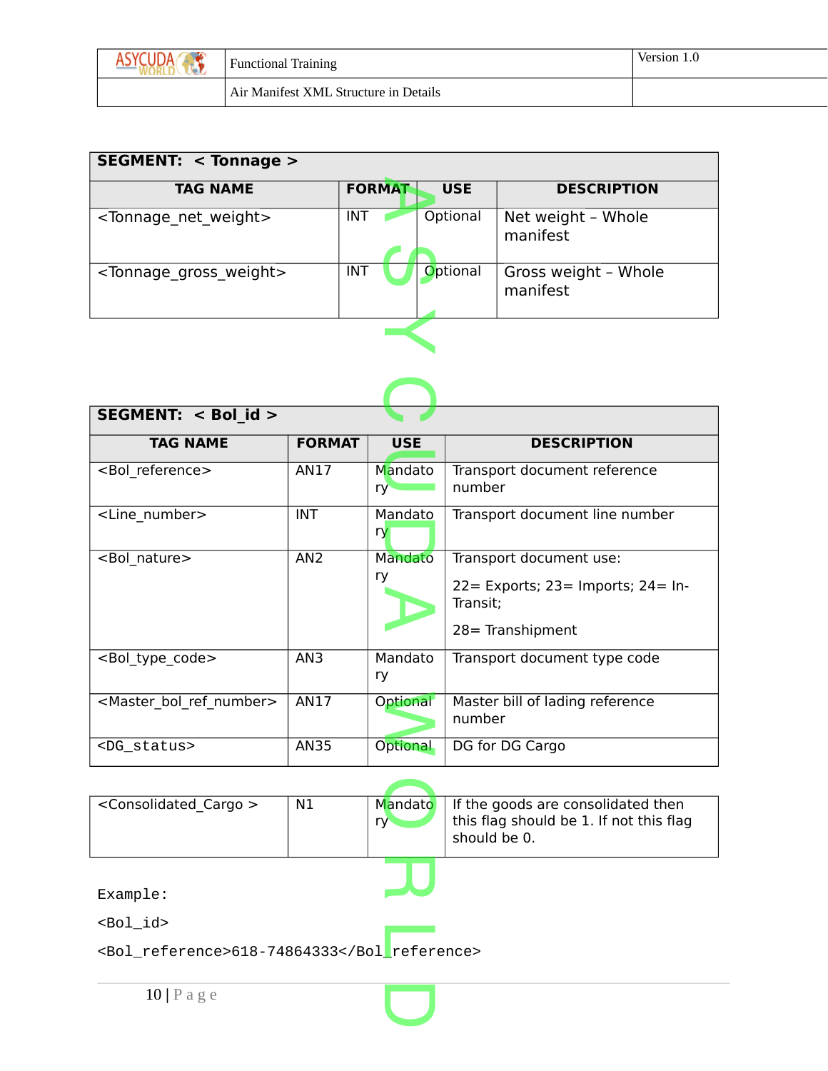| SEGMENT: < Tonnage > | | | |
|---|---|---|---|
| **TAG NAME** | **FORMAT** | **USE** | **DESCRIPTION** |
| <Tonnage_net_weight> | INT | Optional | Net weight – Whole manifest |
| <Tonnage_gross_weight> | INT | Optional | Gross weight – Whole manifest |

| SEGMENT: < Bol_id > | | | |
|---|---|---|---|
| **TAG NAME** | **FORMAT** | **USE** | **DESCRIPTION** |
| <Bol_reference> | AN17 | Mandatory | Transport document reference number |
| <Line_number> | INT | Mandatory | Transport document line number |
| <Bol_nature> | AN2 | Mandatory | Transport document use: 22= Exports; 23= Imports; 24= In-Transit; 28= Transhipment |
| <Bol_type_code> | AN3 | Mandatory | Transport document type code |
| <Master_bol_ref_number> | AN17 | Optional | Master bill of lading reference number |
| <DG_status> | AN35 | Optional | DG for DG Cargo |
| <Consolidated_Cargo > | N1 | Mandatory | If the goods are consolidated then this flag should be 1. If not this flag should be 0. |

Example:

```
<Bol_id>
<Bol_reference>618-74864333</Bol_reference>
```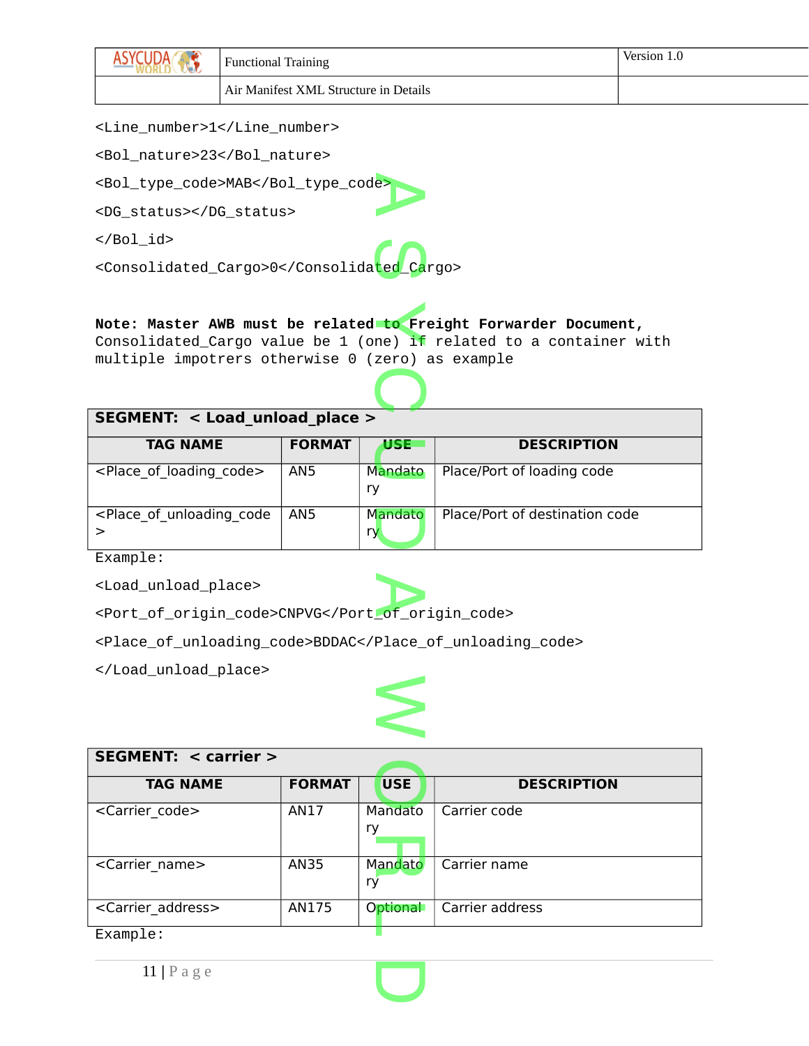```
<Line_number>1</Line_number>

<Bol_nature>23</Bol_nature>

<Bol_type_code>MAB</Bol_type_code>

<DG_status></DG_status>

</Bol_id>

<Consolidated_Cargo>0</Consolidated_Cargo>
```

**Note: Master AWB must be related to Freight Forwarder Document,** Consolidated_Cargo value be 1 (one) if related to a container with multiple impotrers otherwise 0 (zero) as example

| **SEGMENT: < Load_unload_place >** | | | |
|---|---|---|---|
| **TAG NAME** | **FORMAT** | **USE** | **DESCRIPTION** |
| <Place_of_loading_code> | AN5 | Mandatory | Place/Port of loading code |
| <Place_of_unloading_code> | AN5 | Mandatory | Place/Port of destination code |

Example:

```
<Load_unload_place>

<Port_of_origin_code>CNPVG</Port_of_origin_code>

<Place_of_unloading_code>BDDAC</Place_of_unloading_code>

</Load_unload_place>
```

| **SEGMENT: < carrier >** | | | |
|---|---|---|---|
| **TAG NAME** | **FORMAT** | **USE** | **DESCRIPTION** |
| <Carrier_code> | AN17 | Mandatory | Carrier code |
| <Carrier_name> | AN35 | Mandatory | Carrier name |
| <Carrier_address> | AN175 | Optional | Carrier address |

Example: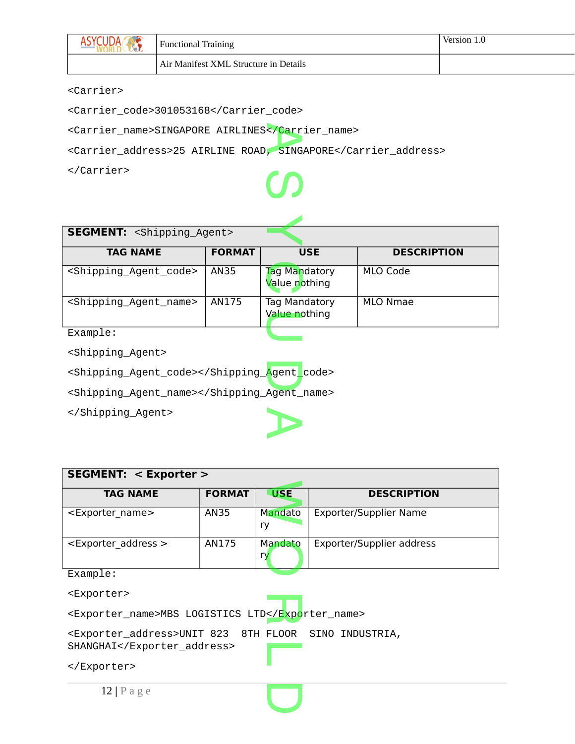```
<Carrier>
<Carrier_code>301053168</Carrier_code>
<Carrier_name>SINGAPORE AIRLINES</Carrier_name>
<Carrier_address>25 AIRLINE ROAD, SINGAPORE</Carrier_address>
</Carrier>
```

**SEGMENT:** <Shipping_Agent>

| TAG NAME | FORMAT | USE | DESCRIPTION |
|---|---|---|---|
| <Shipping_Agent_code> | AN35 | Tag Mandatory Value nothing | MLO Code |
| <Shipping_Agent_name> | AN175 | Tag Mandatory Value nothing | MLO Nmae |

Example:

```
<Shipping_Agent>
<Shipping_Agent_code></Shipping_Agent_code>
<Shipping_Agent_name></Shipping_Agent_name>
</Shipping_Agent>
```

**SEGMENT: < Exporter >**

| TAG NAME | FORMAT | USE | DESCRIPTION |
|---|---|---|---|
| <Exporter_name> | AN35 | Mandatory | Exporter/Supplier Name |
| <Exporter_address > | AN175 | Mandatory | Exporter/Supplier address |

Example:

```
<Exporter>
<Exporter_name>MBS LOGISTICS LTD</Exporter_name>
<Exporter_address>UNIT 823  8TH FLOOR  SINO INDUSTRIA, SHANGHAI</Exporter_address>
</Exporter>
```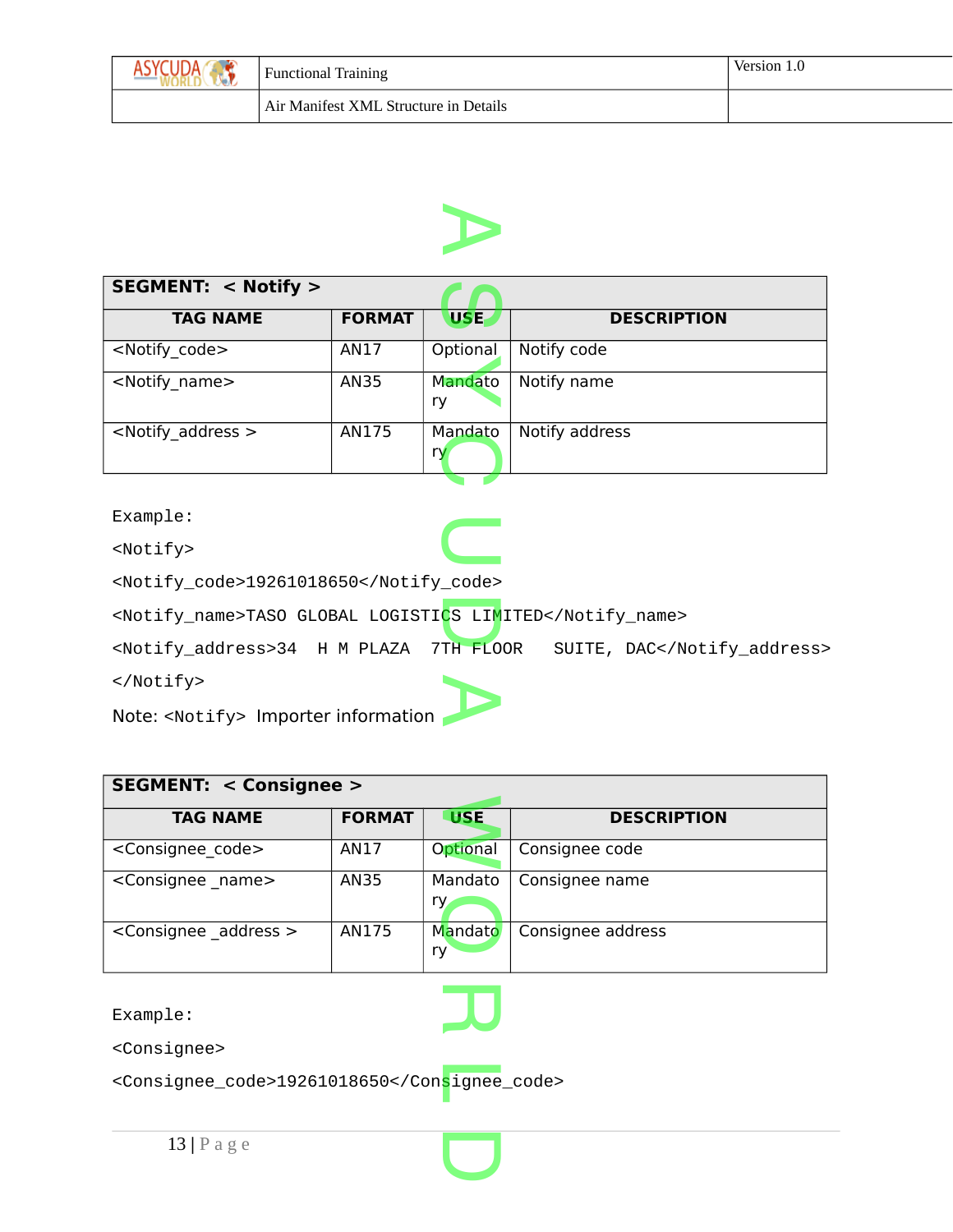| **SEGMENT: < Notify >** | | | |
|---|---|---|---|
| **TAG NAME** | **FORMAT** | **USE** | **DESCRIPTION** |
| <Notify_code> | AN17 | Optional | Notify code |
| <Notify_name> | AN35 | Mandatory | Notify name |
| <Notify_address > | AN175 | Mandatory | Notify address |

Example:

```
<Notify>
<Notify_code>19261018650</Notify_code>
<Notify_name>TASO GLOBAL LOGISTICS LIMITED</Notify_name>
<Notify_address>34  H M PLAZA  7TH FLOOR   SUITE, DAC</Notify_address>
</Notify>
```

Note: <Notify> Importer information

| **SEGMENT: < Consignee >** | | | |
|---|---|---|---|
| **TAG NAME** | **FORMAT** | **USE** | **DESCRIPTION** |
| <Consignee_code> | AN17 | Optional | Consignee code |
| <Consignee _name> | AN35 | Mandatory | Consignee name |
| <Consignee _address > | AN175 | Mandatory | Consignee address |

Example:

```
<Consignee>
<Consignee_code>19261018650</Consignee_code>
```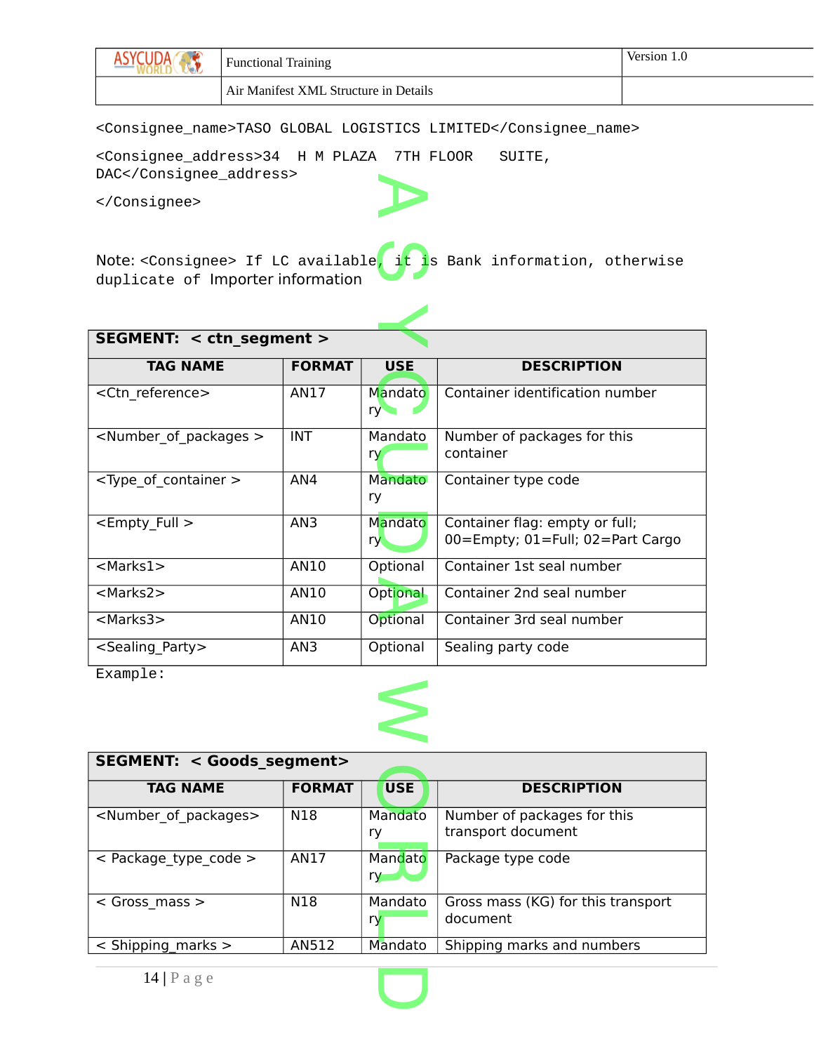```
<Consignee_name>TASO GLOBAL LOGISTICS LIMITED</Consignee_name>

<Consignee_address>34  H M PLAZA  7TH FLOOR   SUITE,
DAC</Consignee_address>

</Consignee>
```

Note: <Consignee> If LC available, it is Bank information, otherwise duplicate of Importer information

| SEGMENT: < ctn_segment > | | | |
|---|---|---|---|
| **TAG NAME** | **FORMAT** | **USE** | **DESCRIPTION** |
| <Ctn_reference> | AN17 | Mandatory | Container identification number |
| <Number_of_packages > | INT | Mandatory | Number of packages for this container |
| <Type_of_container > | AN4 | Mandatory | Container type code |
| <Empty_Full > | AN3 | Mandatory | Container flag: empty or full; 00=Empty; 01=Full; 02=Part Cargo |
| <Marks1> | AN10 | Optional | Container 1st seal number |
| <Marks2> | AN10 | Optional | Container 2nd seal number |
| <Marks3> | AN10 | Optional | Container 3rd seal number |
| <Sealing_Party> | AN3 | Optional | Sealing party code |

Example:

| SEGMENT: < Goods_segment> | | | |
|---|---|---|---|
| **TAG NAME** | **FORMAT** | **USE** | **DESCRIPTION** |
| <Number_of_packages> | N18 | Mandatory | Number of packages for this transport document |
| < Package_type_code > | AN17 | Mandatory | Package type code |
| < Gross_mass > | N18 | Mandatory | Gross mass (KG) for this transport document |
| < Shipping_marks > | AN512 | Mandato | Shipping marks and numbers |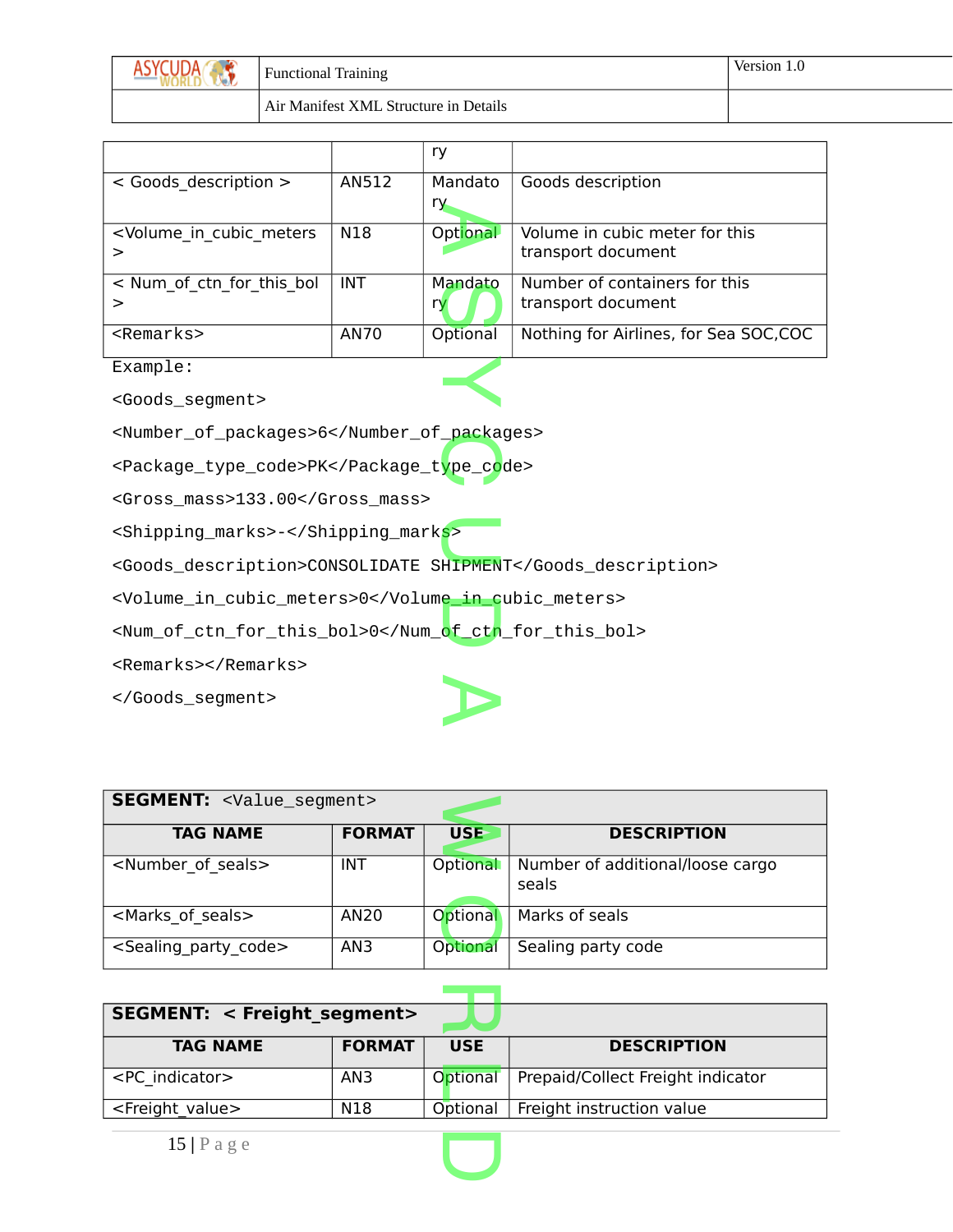| | | ry | |
|---|---|---|---|
| < Goods_description > | AN512 | Mandatory | Goods description |
| <Volume_in_cubic_meters > | N18 | Optional | Volume in cubic meter for this transport document |
| < Num_of_ctn_for_this_bol > | INT | Mandatory | Number of containers for this transport document |
| <Remarks> | AN70 | Optional | Nothing for Airlines, for Sea SOC,COC |

Example:

```
<Goods_segment>
<Number_of_packages>6</Number_of_packages>
<Package_type_code>PK</Package_type_code>
<Gross_mass>133.00</Gross_mass>
<Shipping_marks>-</Shipping_marks>
<Goods_description>CONSOLIDATE SHIPMENT</Goods_description>
<Volume_in_cubic_meters>0</Volume_in_cubic_meters>
<Num_of_ctn_for_this_bol>0</Num_of_ctn_for_this_bol>
<Remarks></Remarks>
</Goods_segment>
```

**SEGMENT:** <Value_segment>

| TAG NAME | FORMAT | USE | DESCRIPTION |
|---|---|---|---|
| <Number_of_seals> | INT | Optional | Number of additional/loose cargo seals |
| <Marks_of_seals> | AN20 | Optional | Marks of seals |
| <Sealing_party_code> | AN3 | Optional | Sealing party code |

**SEGMENT: < Freight_segment>**

| TAG NAME | FORMAT | USE | DESCRIPTION |
|---|---|---|---|
| <PC_indicator> | AN3 | Optional | Prepaid/Collect Freight indicator |
| <Freight_value> | N18 | Optional | Freight instruction value |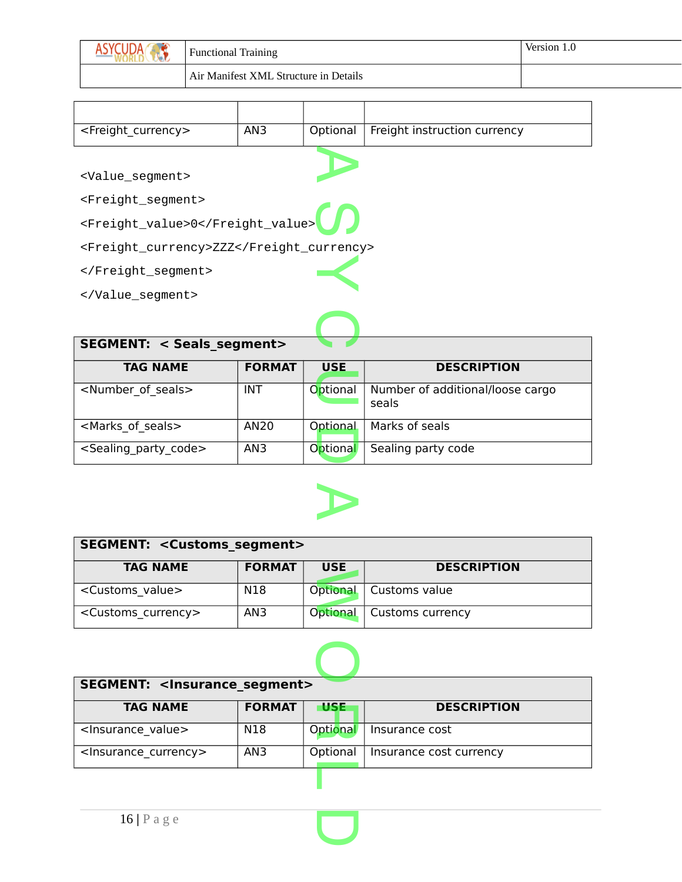| | | | |
|---|---|---|---|
| <Freight_currency> | AN3 | Optional | Freight instruction currency |

```
<Value_segment>
<Freight_segment>
<Freight_value>0</Freight_value>
<Freight_currency>ZZZ</Freight_currency>
</Freight_segment>
</Value_segment>
```

**SEGMENT: < Seals_segment>**

| TAG NAME | FORMAT | USE | DESCRIPTION |
|---|---|---|---|
| <Number_of_seals> | INT | Optional | Number of additional/loose cargo seals |
| <Marks_of_seals> | AN20 | Optional | Marks of seals |
| <Sealing_party_code> | AN3 | Optional | Sealing party code |

**SEGMENT: <Customs_segment>**

| TAG NAME | FORMAT | USE | DESCRIPTION |
|---|---|---|---|
| <Customs_value> | N18 | Optional | Customs value |
| <Customs_currency> | AN3 | Optional | Customs currency |

**SEGMENT: <Insurance_segment>**

| TAG NAME | FORMAT | USE | DESCRIPTION |
|---|---|---|---|
| <Insurance_value> | N18 | Optional | Insurance cost |
| <Insurance_currency> | AN3 | Optional | Insurance cost currency |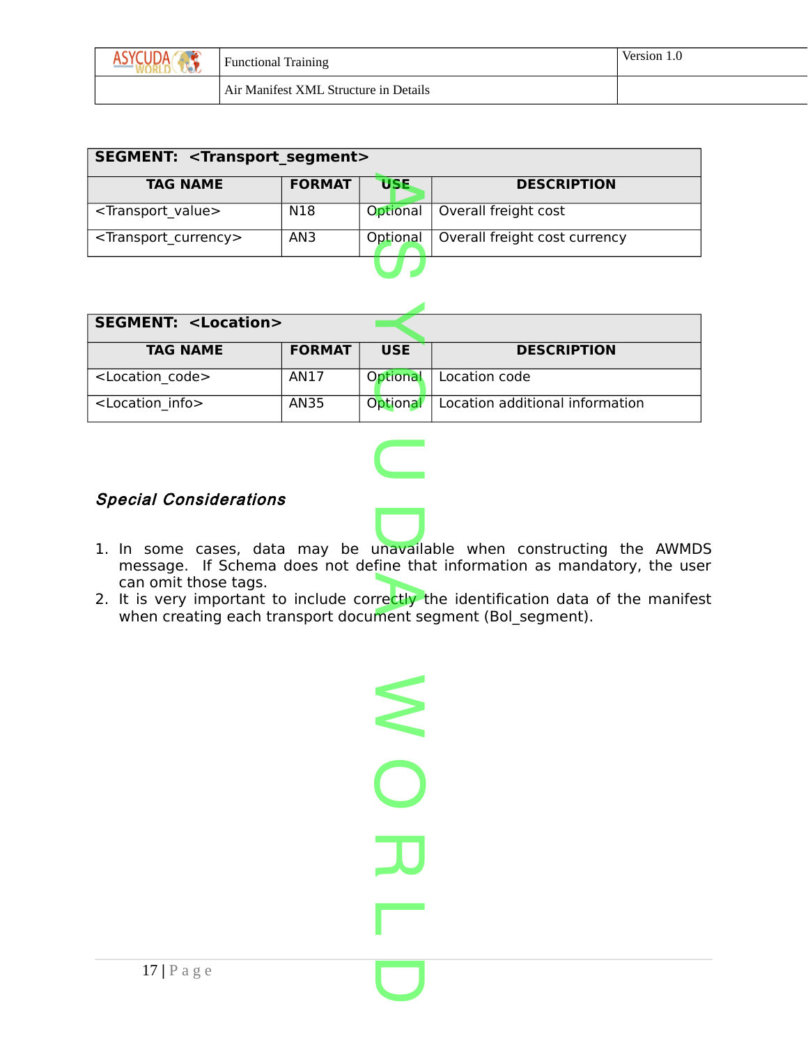| SEGMENT: <Transport_segment> | | | |
|---|---|---|---|
| **TAG NAME** | **FORMAT** | **USE** | **DESCRIPTION** |
| <Transport_value> | N18 | Optional | Overall freight cost |
| <Transport_currency> | AN3 | Optional | Overall freight cost currency |

| SEGMENT: <Location> | | | |
|---|---|---|---|
| **TAG NAME** | **FORMAT** | **USE** | **DESCRIPTION** |
| <Location_code> | AN17 | Optional | Location code |
| <Location_info> | AN35 | Optional | Location additional information |

### *Special Considerations*

1. In some cases, data may be unavailable when constructing the AWMDS message. If Schema does not define that information as mandatory, the user can omit those tags.
2. It is very important to include correctly the identification data of the manifest when creating each transport document segment (Bol_segment).